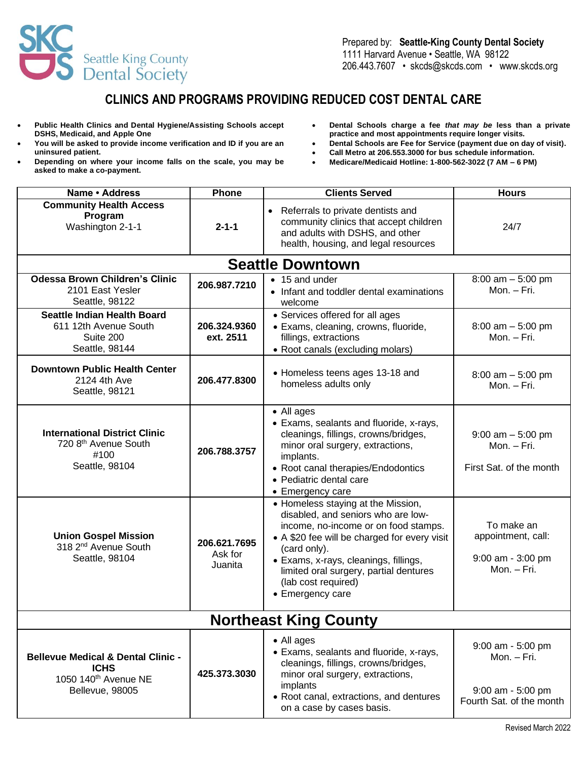Seattle King County Dental Society

Prepared by: **Seattle-King County Dental Society**
1111 Harvard Avenue • Seattle, WA 98122
206.443.7607 • skcds@skcds.com • www.skcds.org

# CLINICS AND PROGRAMS PROVIDING REDUCED COST DENTAL CARE

- **Public Health Clinics and Dental Hygiene/Assisting Schools accept DSHS, Medicaid, and Apple One**
- **You will be asked to provide income verification and ID if you are an uninsured patient.**
- **Depending on where your income falls on the scale, you may be asked to make a co-payment.**
- **Dental Schools charge a fee *that may be* less than a private practice and most appointments require longer visits.**
- **Dental Schools are Fee for Service (payment due on day of visit).**
- **Call Metro at 206.553.3000 for bus schedule information.**
- **Medicare/Medicaid Hotline: 1-800-562-3022 (7 AM – 6 PM)**

| Name • Address | Phone | Clients Served | Hours |
|---|---|---|---|
| **Community Health Access Program**<br>Washington 2-1-1 | **2-1-1** | • Referrals to private dentists and community clinics that accept children and adults with DSHS, and other health, housing, and legal resources | 24/7 |
| **Seattle Downtown** | | | |
| **Odessa Brown Children's Clinic**<br>2101 East Yesler<br>Seattle, 98122 | **206.987.7210** | • 15 and under<br>• Infant and toddler dental examinations welcome | 8:00 am – 5:00 pm<br>Mon. – Fri. |
| **Seattle Indian Health Board**<br>611 12th Avenue South<br>Suite 200<br>Seattle, 98144 | **206.324.9360 ext. 2511** | • Services offered for all ages<br>• Exams, cleaning, crowns, fluoride, fillings, extractions<br>• Root canals (excluding molars) | 8:00 am – 5:00 pm<br>Mon. – Fri. |
| **Downtown Public Health Center**<br>2124 4th Ave<br>Seattle, 98121 | **206.477.8300** | • Homeless teens ages 13-18 and homeless adults only | 8:00 am – 5:00 pm<br>Mon. – Fri. |
| **International District Clinic**<br>720 8th Avenue South<br>#100<br>Seattle, 98104 | **206.788.3757** | • All ages<br>• Exams, sealants and fluoride, x-rays, cleanings, fillings, crowns/bridges, minor oral surgery, extractions, implants.<br>• Root canal therapies/Endodontics<br>• Pediatric dental care<br>• Emergency care | 9:00 am – 5:00 pm<br>Mon. – Fri.<br><br>First Sat. of the month |
| **Union Gospel Mission**<br>318 2nd Avenue South<br>Seattle, 98104 | **206.621.7695**<br>Ask for Juanita | • Homeless staying at the Mission, disabled, and seniors who are low-income, no-income or on food stamps.<br>• A $20 fee will be charged for every visit (card only).<br>• Exams, x-rays, cleanings, fillings, limited oral surgery, partial dentures (lab cost required)<br>• Emergency care | To make an appointment, call:<br><br>9:00 am - 3:00 pm<br>Mon. – Fri. |
| **Northeast King County** | | | |
| **Bellevue Medical & Dental Clinic - ICHS**<br>1050 140th Avenue NE<br>Bellevue, 98005 | **425.373.3030** | • All ages<br>• Exams, sealants and fluoride, x-rays, cleanings, fillings, crowns/bridges, minor oral surgery, extractions, implants<br>• Root canal, extractions, and dentures on a case by cases basis. | 9:00 am - 5:00 pm<br>Mon. – Fri.<br><br>9:00 am - 5:00 pm<br>Fourth Sat. of the month |

Revised March 2022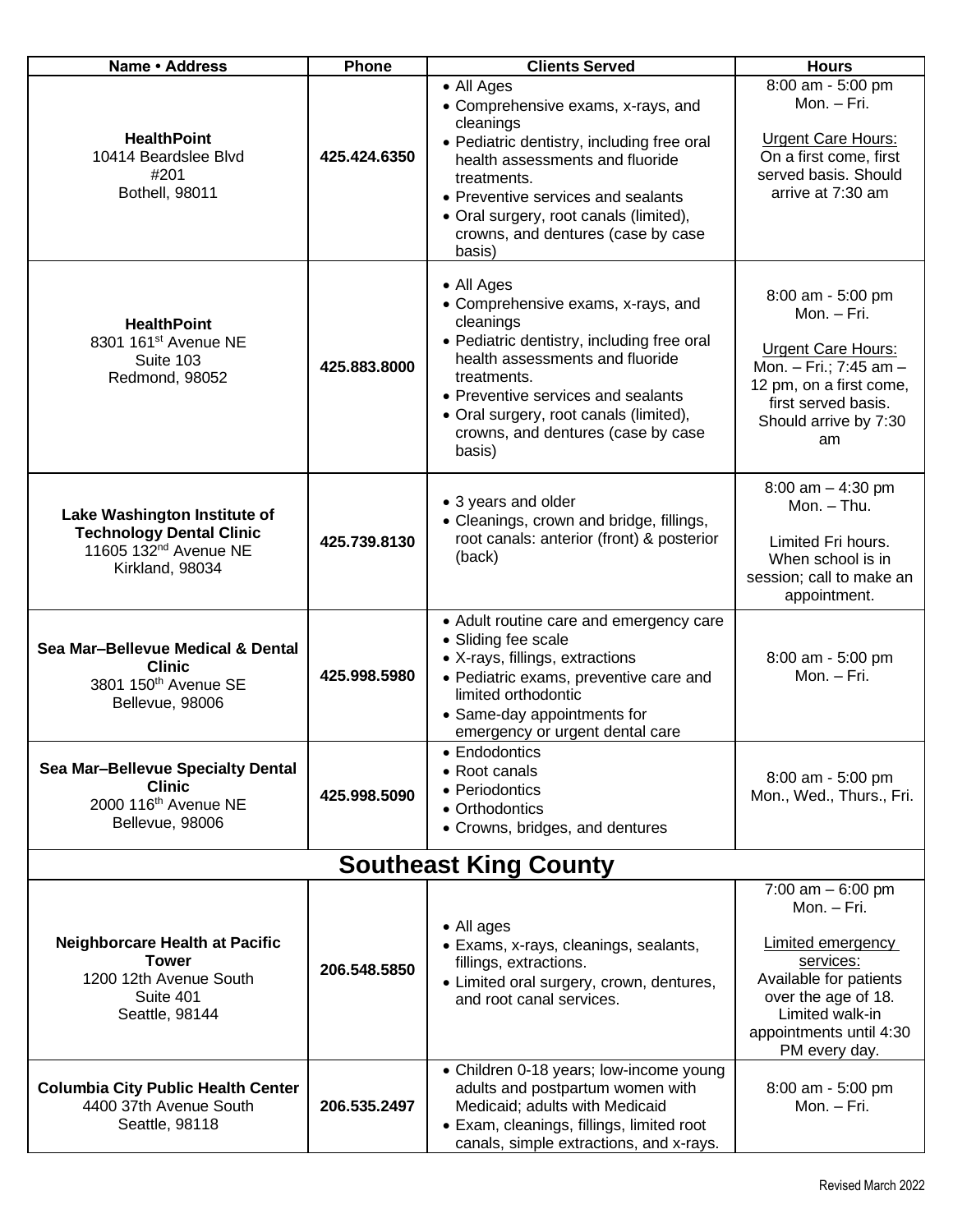| Name • Address | Phone | Clients Served | Hours |
|---|---|---|---|
| **HealthPoint**<br>10414 Beardslee Blvd<br>#201<br>Bothell, 98011 | **425.424.6350** | • All Ages<br>• Comprehensive exams, x-rays, and cleanings<br>• Pediatric dentistry, including free oral health assessments and fluoride treatments.<br>• Preventive services and sealants<br>• Oral surgery, root canals (limited), crowns, and dentures (case by case basis) | 8:00 am - 5:00 pm<br>Mon. – Fri.<br><br>Urgent Care Hours:<br>On a first come, first served basis. Should arrive at 7:30 am |
| **HealthPoint**<br>8301 161st Avenue NE<br>Suite 103<br>Redmond, 98052 | **425.883.8000** | • All Ages<br>• Comprehensive exams, x-rays, and cleanings<br>• Pediatric dentistry, including free oral health assessments and fluoride treatments.<br>• Preventive services and sealants<br>• Oral surgery, root canals (limited), crowns, and dentures (case by case basis) | 8:00 am - 5:00 pm<br>Mon. – Fri.<br><br>Urgent Care Hours:<br>Mon. – Fri.; 7:45 am – 12 pm, on a first come, first served basis. Should arrive by 7:30 am |
| **Lake Washington Institute of Technology Dental Clinic**<br>11605 132nd Avenue NE<br>Kirkland, 98034 | **425.739.8130** | • 3 years and older<br>• Cleanings, crown and bridge, fillings, root canals: anterior (front) & posterior (back) | 8:00 am – 4:30 pm<br>Mon. – Thu.<br><br>Limited Fri hours. When school is in session; call to make an appointment. |
| **Sea Mar–Bellevue Medical & Dental Clinic**<br>3801 150th Avenue SE<br>Bellevue, 98006 | **425.998.5980** | • Adult routine care and emergency care<br>• Sliding fee scale<br>• X-rays, fillings, extractions<br>• Pediatric exams, preventive care and limited orthodontic<br>• Same-day appointments for emergency or urgent dental care | 8:00 am - 5:00 pm<br>Mon. – Fri. |
| **Sea Mar–Bellevue Specialty Dental Clinic**<br>2000 116th Avenue NE<br>Bellevue, 98006 | **425.998.5090** | • Endodontics<br>• Root canals<br>• Periodontics<br>• Orthodontics<br>• Crowns, bridges, and dentures | 8:00 am - 5:00 pm<br>Mon., Wed., Thurs., Fri. |
| **Southeast King County** | | | |
| **Neighborcare Health at Pacific Tower**<br>1200 12th Avenue South<br>Suite 401<br>Seattle, 98144 | **206.548.5850** | • All ages<br>• Exams, x-rays, cleanings, sealants, fillings, extractions.<br>• Limited oral surgery, crown, dentures, and root canal services. | 7:00 am – 6:00 pm<br>Mon. – Fri.<br><br>Limited emergency services:<br>Available for patients over the age of 18. Limited walk-in appointments until 4:30 PM every day. |
| **Columbia City Public Health Center**<br>4400 37th Avenue South<br>Seattle, 98118 | **206.535.2497** | • Children 0-18 years; low-income young adults and postpartum women with Medicaid; adults with Medicaid<br>• Exam, cleanings, fillings, limited root canals, simple extractions, and x-rays. | 8:00 am - 5:00 pm<br>Mon. – Fri. |

Revised March 2022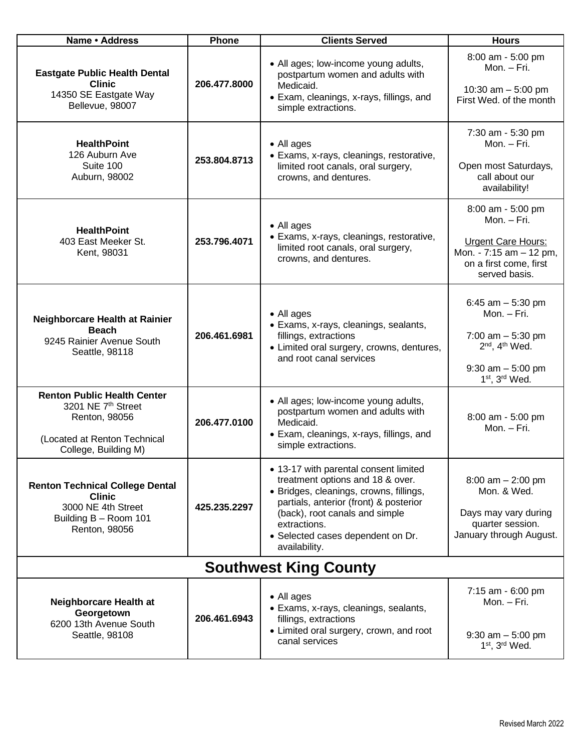| Name • Address | Phone | Clients Served | Hours |
|---|---|---|---|
| **Eastgate Public Health Dental Clinic**<br>14350 SE Eastgate Way<br>Bellevue, 98007 | **206.477.8000** | • All ages; low-income young adults, postpartum women and adults with Medicaid.<br>• Exam, cleanings, x-rays, fillings, and simple extractions. | 8:00 am - 5:00 pm<br>Mon. – Fri.<br><br>10:30 am – 5:00 pm<br>First Wed. of the month |
| **HealthPoint**<br>126 Auburn Ave<br>Suite 100<br>Auburn, 98002 | **253.804.8713** | • All ages<br>• Exams, x-rays, cleanings, restorative, limited root canals, oral surgery, crowns, and dentures. | 7:30 am - 5:30 pm<br>Mon. – Fri.<br><br>Open most Saturdays, call about our availability! |
| **HealthPoint**<br>403 East Meeker St.<br>Kent, 98031 | **253.796.4071** | • All ages<br>• Exams, x-rays, cleanings, restorative, limited root canals, oral surgery, crowns, and dentures. | 8:00 am - 5:00 pm<br>Mon. – Fri.<br><br>Urgent Care Hours:<br>Mon. - 7:15 am – 12 pm, on a first come, first served basis. |
| **Neighborcare Health at Rainier Beach**<br>9245 Rainier Avenue South<br>Seattle, 98118 | **206.461.6981** | • All ages<br>• Exams, x-rays, cleanings, sealants, fillings, extractions<br>• Limited oral surgery, crowns, dentures, and root canal services | 6:45 am – 5:30 pm<br>Mon. – Fri.<br><br>7:00 am – 5:30 pm<br>2nd, 4th Wed.<br><br>9:30 am – 5:00 pm<br>1st, 3rd Wed. |
| **Renton Public Health Center**<br>3201 NE 7th Street<br>Renton, 98056<br><br>(Located at Renton Technical College, Building M) | **206.477.0100** | • All ages; low-income young adults, postpartum women and adults with Medicaid.<br>• Exam, cleanings, x-rays, fillings, and simple extractions. | 8:00 am - 5:00 pm<br>Mon. – Fri. |
| **Renton Technical College Dental Clinic**<br>3000 NE 4th Street<br>Building B – Room 101<br>Renton, 98056 | **425.235.2297** | • 13-17 with parental consent limited treatment options and 18 & over.<br>• Bridges, cleanings, crowns, fillings, partials, anterior (front) & posterior (back), root canals and simple extractions.<br>• Selected cases dependent on Dr. availability. | 8:00 am – 2:00 pm<br>Mon. & Wed.<br><br>Days may vary during quarter session.<br>January through August. |
| **Southwest King County** | | | |
| **Neighborcare Health at Georgetown**<br>6200 13th Avenue South<br>Seattle, 98108 | **206.461.6943** | • All ages<br>• Exams, x-rays, cleanings, sealants, fillings, extractions<br>• Limited oral surgery, crown, and root canal services | 7:15 am - 6:00 pm<br>Mon. – Fri.<br><br>9:30 am – 5:00 pm<br>1st, 3rd Wed. |

Revised March 2022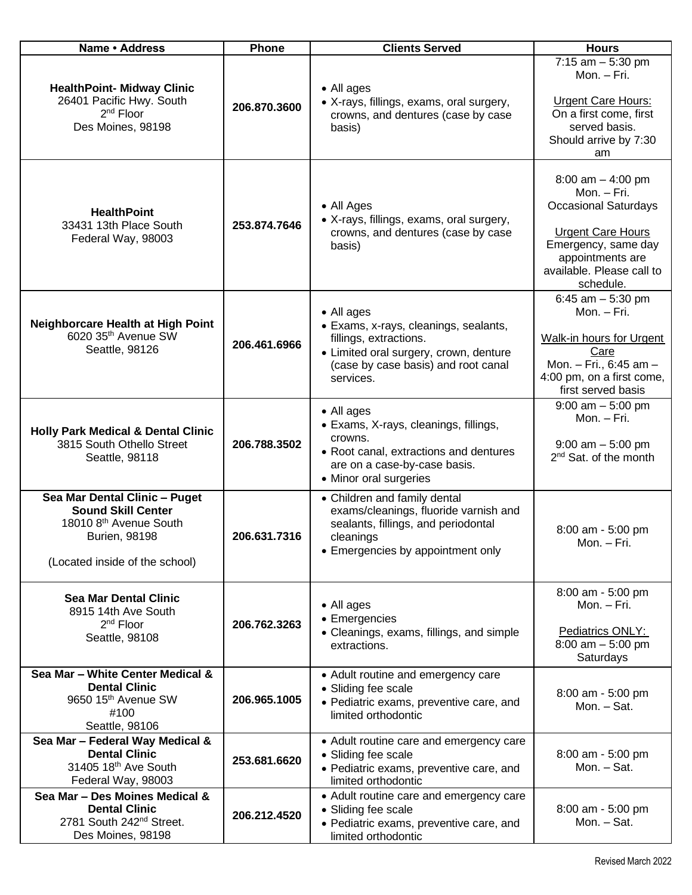| Name • Address | Phone | Clients Served | Hours |
|---|---|---|---|
| **HealthPoint- Midway Clinic**<br>26401 Pacific Hwy. South<br>2nd Floor<br>Des Moines, 98198 | **206.870.3600** | • All ages<br>• X-rays, fillings, exams, oral surgery, crowns, and dentures (case by case basis) | 7:15 am – 5:30 pm<br>Mon. – Fri.<br><br>Urgent Care Hours:<br>On a first come, first served basis.<br>Should arrive by 7:30 am |
| **HealthPoint**<br>33431 13th Place South<br>Federal Way, 98003 | **253.874.7646** | • All Ages<br>• X-rays, fillings, exams, oral surgery, crowns, and dentures (case by case basis) | 8:00 am – 4:00 pm<br>Mon. – Fri.<br>Occasional Saturdays<br><br>Urgent Care Hours<br>Emergency, same day appointments are available. Please call to schedule. |
| **Neighborcare Health at High Point**<br>6020 35th Avenue SW<br>Seattle, 98126 | **206.461.6966** | • All ages<br>• Exams, x-rays, cleanings, sealants, fillings, extractions.<br>• Limited oral surgery, crown, denture (case by case basis) and root canal services. | 6:45 am – 5:30 pm<br>Mon. – Fri.<br><br>Walk-in hours for Urgent Care<br>Mon. – Fri., 6:45 am – 4:00 pm, on a first come, first served basis |
| **Holly Park Medical & Dental Clinic**<br>3815 South Othello Street<br>Seattle, 98118 | **206.788.3502** | • All ages<br>• Exams, X-rays, cleanings, fillings, crowns.<br>• Root canal, extractions and dentures are on a case-by-case basis.<br>• Minor oral surgeries | 9:00 am – 5:00 pm<br>Mon. – Fri.<br><br>9:00 am – 5:00 pm<br>2nd Sat. of the month |
| **Sea Mar Dental Clinic – Puget Sound Skill Center**<br>18010 8th Avenue South<br>Burien, 98198<br><br>(Located inside of the school) | **206.631.7316** | • Children and family dental exams/cleanings, fluoride varnish and sealants, fillings, and periodontal cleanings<br>• Emergencies by appointment only | 8:00 am - 5:00 pm<br>Mon. – Fri. |
| **Sea Mar Dental Clinic**<br>8915 14th Ave South<br>2nd Floor<br>Seattle, 98108 | **206.762.3263** | • All ages<br>• Emergencies<br>• Cleanings, exams, fillings, and simple extractions. | 8:00 am - 5:00 pm<br>Mon. – Fri.<br><br>Pediatrics ONLY:<br>8:00 am – 5:00 pm<br>Saturdays |
| **Sea Mar – White Center Medical & Dental Clinic**<br>9650 15th Avenue SW<br>#100<br>Seattle, 98106 | **206.965.1005** | • Adult routine and emergency care<br>• Sliding fee scale<br>• Pediatric exams, preventive care, and limited orthodontic | 8:00 am - 5:00 pm<br>Mon. – Sat. |
| **Sea Mar – Federal Way Medical & Dental Clinic**<br>31405 18th Ave South<br>Federal Way, 98003 | **253.681.6620** | • Adult routine care and emergency care<br>• Sliding fee scale<br>• Pediatric exams, preventive care, and limited orthodontic | 8:00 am - 5:00 pm<br>Mon. – Sat. |
| **Sea Mar – Des Moines Medical & Dental Clinic**<br>2781 South 242nd Street.<br>Des Moines, 98198 | **206.212.4520** | • Adult routine care and emergency care<br>• Sliding fee scale<br>• Pediatric exams, preventive care, and limited orthodontic | 8:00 am - 5:00 pm<br>Mon. – Sat. |

Revised March 2022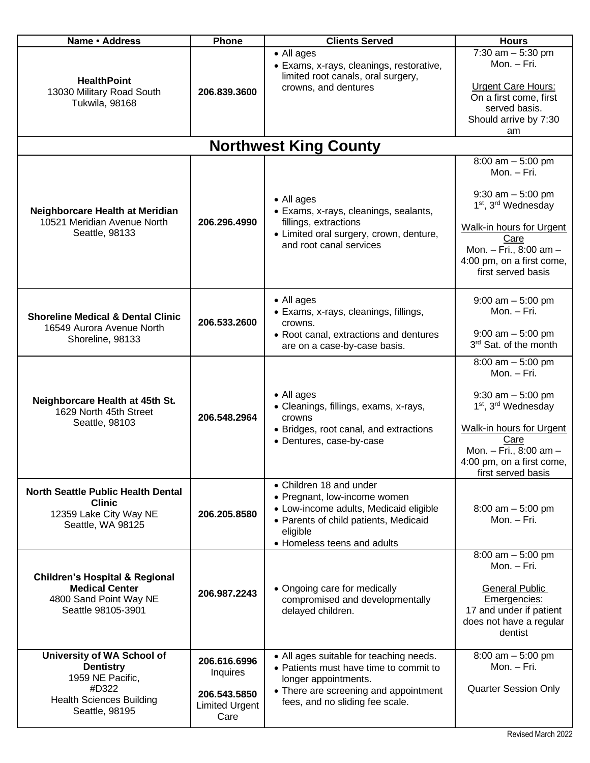| Name • Address | Phone | Clients Served | Hours |
|---|---|---|---|
| **HealthPoint**<br>13030 Military Road South<br>Tukwila, 98168 | **206.839.3600** | • All ages<br>• Exams, x-rays, cleanings, restorative, limited root canals, oral surgery, crowns, and dentures | 7:30 am – 5:30 pm<br>Mon. – Fri.<br><br>Urgent Care Hours:<br>On a first come, first served basis.<br>Should arrive by 7:30 am |
| **Northwest King County** | | | |
| **Neighborcare Health at Meridian**<br>10521 Meridian Avenue North<br>Seattle, 98133 | **206.296.4990** | • All ages<br>• Exams, x-rays, cleanings, sealants, fillings, extractions<br>• Limited oral surgery, crown, denture, and root canal services | 8:00 am – 5:00 pm<br>Mon. – Fri.<br><br>9:30 am – 5:00 pm<br>1st, 3rd Wednesday<br><br>Walk-in hours for Urgent Care<br>Mon. – Fri., 8:00 am – 4:00 pm, on a first come, first served basis |
| **Shoreline Medical & Dental Clinic**<br>16549 Aurora Avenue North<br>Shoreline, 98133 | **206.533.2600** | • All ages<br>• Exams, x-rays, cleanings, fillings, crowns.<br>• Root canal, extractions and dentures are on a case-by-case basis. | 9:00 am – 5:00 pm<br>Mon. – Fri.<br><br>9:00 am – 5:00 pm<br>3rd Sat. of the month |
| **Neighborcare Health at 45th St.**<br>1629 North 45th Street<br>Seattle, 98103 | **206.548.2964** | • All ages<br>• Cleanings, fillings, exams, x-rays, crowns<br>• Bridges, root canal, and extractions<br>• Dentures, case-by-case | 8:00 am – 5:00 pm<br>Mon. – Fri.<br><br>9:30 am – 5:00 pm<br>1st, 3rd Wednesday<br><br>Walk-in hours for Urgent Care<br>Mon. – Fri., 8:00 am – 4:00 pm, on a first come, first served basis |
| **North Seattle Public Health Dental Clinic**<br>12359 Lake City Way NE<br>Seattle, WA 98125 | **206.205.8580** | • Children 18 and under<br>• Pregnant, low-income women<br>• Low-income adults, Medicaid eligible<br>• Parents of child patients, Medicaid eligible<br>• Homeless teens and adults | 8:00 am – 5:00 pm<br>Mon. – Fri. |
| **Children's Hospital & Regional Medical Center**<br>4800 Sand Point Way NE<br>Seattle 98105-3901 | **206.987.2243** | • Ongoing care for medically compromised and developmentally delayed children. | 8:00 am – 5:00 pm<br>Mon. – Fri.<br><br>General Public Emergencies:<br>17 and under if patient does not have a regular dentist |
| **University of WA School of Dentistry**<br>1959 NE Pacific, #D322<br>Health Sciences Building<br>Seattle, 98195 | **206.616.6996**<br>Inquires<br><br>**206.543.5850**<br>Limited Urgent Care | • All ages suitable for teaching needs.<br>• Patients must have time to commit to longer appointments.<br>• There are screening and appointment fees, and no sliding fee scale. | 8:00 am – 5:00 pm<br>Mon. – Fri.<br><br>Quarter Session Only |

Revised March 2022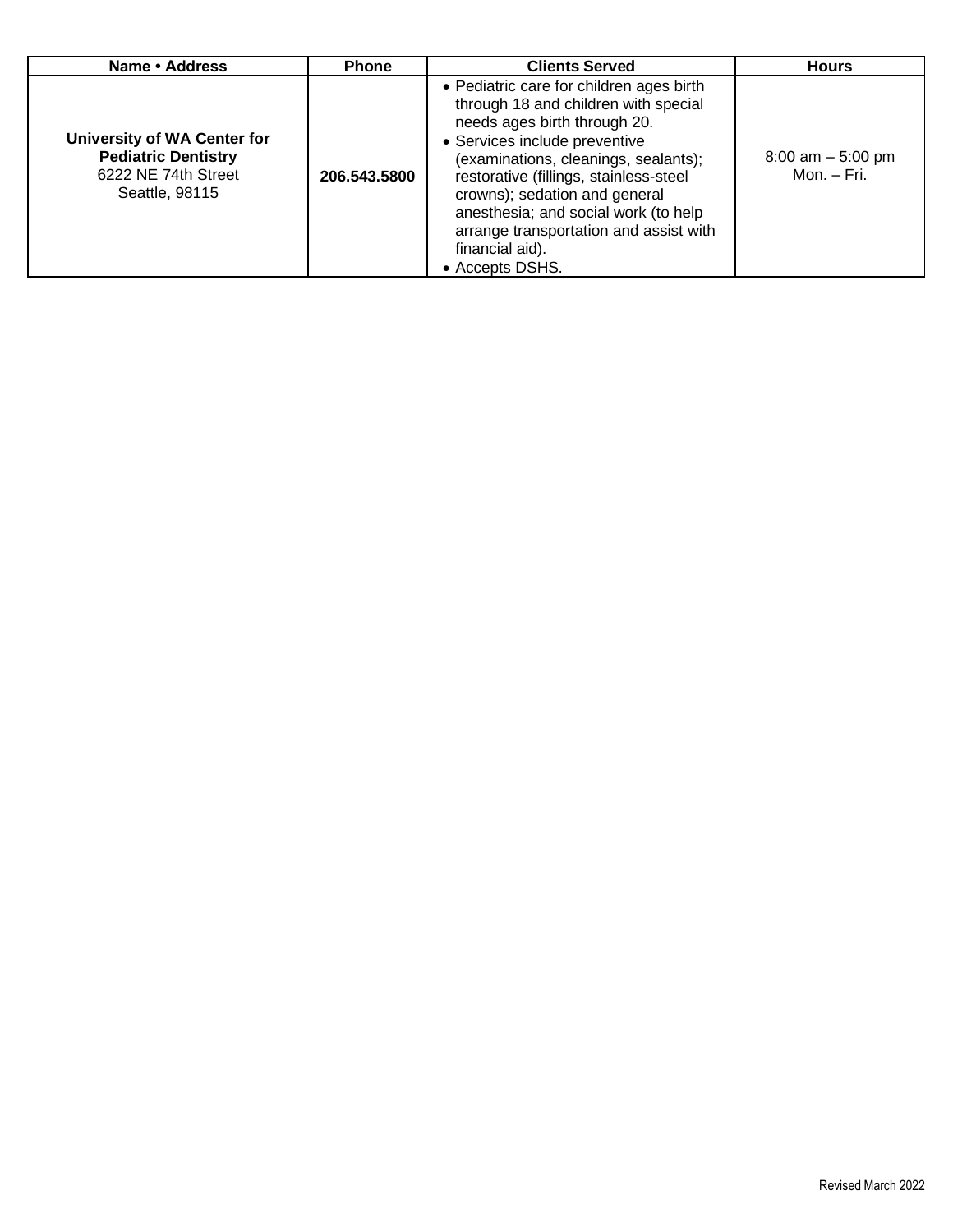| Name • Address | Phone | Clients Served | Hours |
|---|---|---|---|
| **University of WA Center for Pediatric Dentistry**<br>6222 NE 74th Street<br>Seattle, 98115 | **206.543.5800** | • Pediatric care for children ages birth through 18 and children with special needs ages birth through 20.<br>• Services include preventive (examinations, cleanings, sealants); restorative (fillings, stainless-steel crowns); sedation and general anesthesia; and social work (to help arrange transportation and assist with financial aid).<br>• Accepts DSHS. | 8:00 am – 5:00 pm<br>Mon. – Fri. |

Revised March 2022